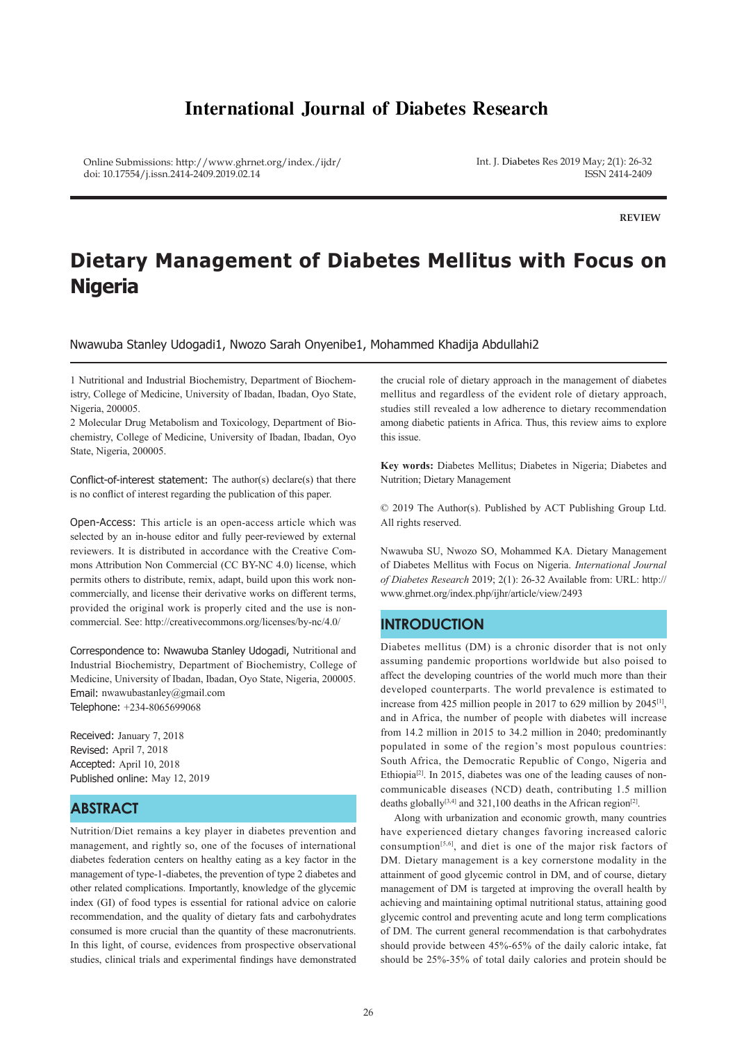# International Journal of Diabetes Research

Online Submissions: http://www.ghrnet.org/index./ijdr/
doi: 10.17554/j.issn.2414-2409.2019.02.14

Int. J. Diabetes Res 2019 May; 2(1): 26-32
ISSN 2414-2409

**REVIEW**

# Dietary Management of Diabetes Mellitus with Focus on Nigeria

Nwawuba Stanley Udogadi1, Nwozo Sarah Onyenibe1, Mohammed Khadija Abdullahi2

1 Nutritional and Industrial Biochemistry, Department of Biochemistry, College of Medicine, University of Ibadan, Ibadan, Oyo State, Nigeria, 200005.
2 Molecular Drug Metabolism and Toxicology, Department of Biochemistry, College of Medicine, University of Ibadan, Ibadan, Oyo State, Nigeria, 200005.

Conflict-of-interest statement: The author(s) declare(s) that there is no conflict of interest regarding the publication of this paper.

Open-Access: This article is an open-access article which was selected by an in-house editor and fully peer-reviewed by external reviewers. It is distributed in accordance with the Creative Commons Attribution Non Commercial (CC BY-NC 4.0) license, which permits others to distribute, remix, adapt, build upon this work non-commercially, and license their derivative works on different terms, provided the original work is properly cited and the use is non-commercial. See: http://creativecommons.org/licenses/by-nc/4.0/

Correspondence to: Nwawuba Stanley Udogadi, Nutritional and Industrial Biochemistry, Department of Biochemistry, College of Medicine, University of Ibadan, Ibadan, Oyo State, Nigeria, 200005.
Email: nwawubastanley@gmail.com
Telephone: +234-8065699068

Received: January 7, 2018
Revised: April 7, 2018
Accepted: April 10, 2018
Published online: May 12, 2019

## ABSTRACT

Nutrition/Diet remains a key player in diabetes prevention and management, and rightly so, one of the focuses of international diabetes federation centers on healthy eating as a key factor in the management of type-1-diabetes, the prevention of type 2 diabetes and other related complications. Importantly, knowledge of the glycemic index (GI) of food types is essential for rational advice on calorie recommendation, and the quality of dietary fats and carbohydrates consumed is more crucial than the quantity of these macronutrients. In this light, of course, evidences from prospective observational studies, clinical trials and experimental findings have demonstrated the crucial role of dietary approach in the management of diabetes mellitus and regardless of the evident role of dietary approach, studies still revealed a low adherence to dietary recommendation among diabetic patients in Africa. Thus, this review aims to explore this issue.

**Key words:** Diabetes Mellitus; Diabetes in Nigeria; Diabetes and Nutrition; Dietary Management

© 2019 The Author(s). Published by ACT Publishing Group Ltd. All rights reserved.

Nwawuba SU, Nwozo SO, Mohammed KA. Dietary Management of Diabetes Mellitus with Focus on Nigeria. *International Journal of Diabetes Research* 2019; 2(1): 26-32 Available from: URL: http://www.ghrnet.org/index.php/ijhr/article/view/2493

## INTRODUCTION

Diabetes mellitus (DM) is a chronic disorder that is not only assuming pandemic proportions worldwide but also poised to affect the developing countries of the world much more than their developed counterparts. The world prevalence is estimated to increase from 425 million people in 2017 to 629 million by 2045[1], and in Africa, the number of people with diabetes will increase from 14.2 million in 2015 to 34.2 million in 2040; predominantly populated in some of the region's most populous countries: South Africa, the Democratic Republic of Congo, Nigeria and Ethiopia[2]. In 2015, diabetes was one of the leading causes of non-communicable diseases (NCD) death, contributing 1.5 million deaths globally[3,4] and 321,100 deaths in the African region[2].

Along with urbanization and economic growth, many countries have experienced dietary changes favoring increased caloric consumption[5,6], and diet is one of the major risk factors of DM. Dietary management is a key cornerstone modality in the attainment of good glycemic control in DM, and of course, dietary management of DM is targeted at improving the overall health by achieving and maintaining optimal nutritional status, attaining good glycemic control and preventing acute and long term complications of DM. The current general recommendation is that carbohydrates should provide between 45%-65% of the daily caloric intake, fat should be 25%-35% of total daily calories and protein should be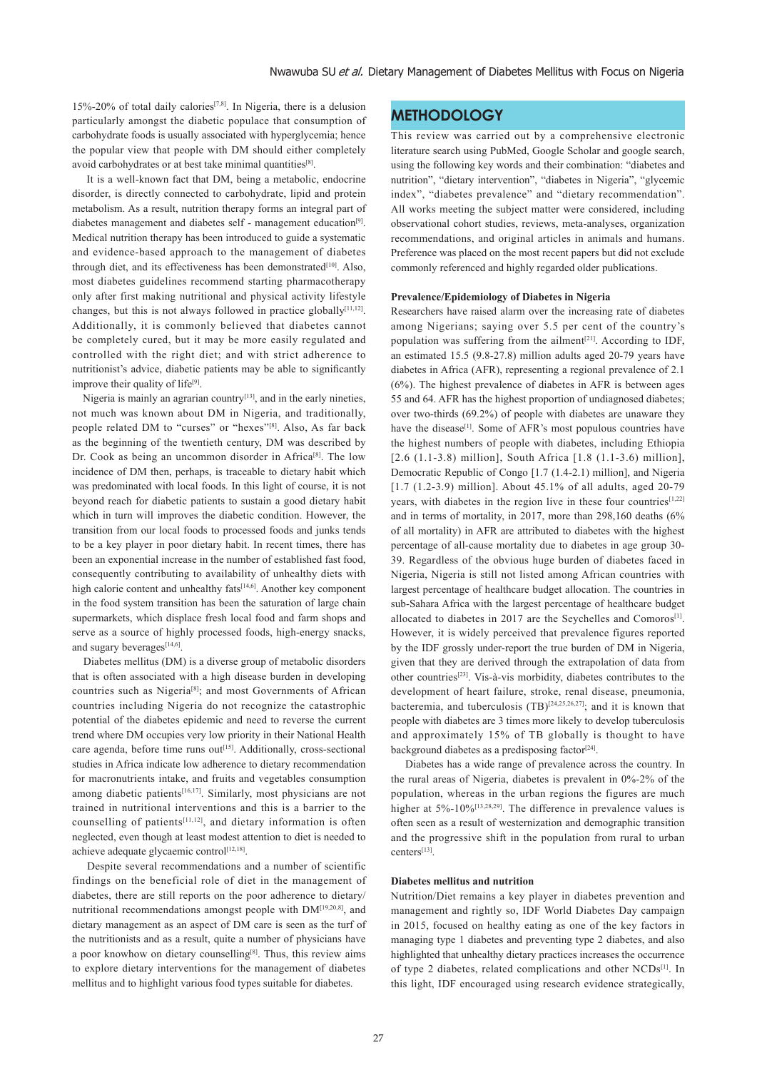15%-20% of total daily calories[7,8]. In Nigeria, there is a delusion particularly amongst the diabetic populace that consumption of carbohydrate foods is usually associated with hyperglycemia; hence the popular view that people with DM should either completely avoid carbohydrates or at best take minimal quantities[8].

It is a well-known fact that DM, being a metabolic, endocrine disorder, is directly connected to carbohydrate, lipid and protein metabolism. As a result, nutrition therapy forms an integral part of diabetes management and diabetes self - management education[9]. Medical nutrition therapy has been introduced to guide a systematic and evidence-based approach to the management of diabetes through diet, and its effectiveness has been demonstrated[10]. Also, most diabetes guidelines recommend starting pharmacotherapy only after first making nutritional and physical activity lifestyle changes, but this is not always followed in practice globally[11,12]. Additionally, it is commonly believed that diabetes cannot be completely cured, but it may be more easily regulated and controlled with the right diet; and with strict adherence to nutritionist's advice, diabetic patients may be able to significantly improve their quality of life[9].

Nigeria is mainly an agrarian country[13], and in the early nineties, not much was known about DM in Nigeria, and traditionally, people related DM to "curses" or "hexes"[8]. Also, As far back as the beginning of the twentieth century, DM was described by Dr. Cook as being an uncommon disorder in Africa[8]. The low incidence of DM then, perhaps, is traceable to dietary habit which was predominated with local foods. In this light of course, it is not beyond reach for diabetic patients to sustain a good dietary habit which in turn will improves the diabetic condition. However, the transition from our local foods to processed foods and junks tends to be a key player in poor dietary habit. In recent times, there has been an exponential increase in the number of established fast food, consequently contributing to availability of unhealthy diets with high calorie content and unhealthy fats[14,6]. Another key component in the food system transition has been the saturation of large chain supermarkets, which displace fresh local food and farm shops and serve as a source of highly processed foods, high-energy snacks, and sugary beverages[14,6].

Diabetes mellitus (DM) is a diverse group of metabolic disorders that is often associated with a high disease burden in developing countries such as Nigeria[8]; and most Governments of African countries including Nigeria do not recognize the catastrophic potential of the diabetes epidemic and need to reverse the current trend where DM occupies very low priority in their National Health care agenda, before time runs out[15]. Additionally, cross-sectional studies in Africa indicate low adherence to dietary recommendation for macronutrients intake, and fruits and vegetables consumption among diabetic patients[16,17]. Similarly, most physicians are not trained in nutritional interventions and this is a barrier to the counselling of patients[11,12], and dietary information is often neglected, even though at least modest attention to diet is needed to achieve adequate glycaemic control[12,18].

Despite several recommendations and a number of scientific findings on the beneficial role of diet in the management of diabetes, there are still reports on the poor adherence to dietary/nutritional recommendations amongst people with DM[19,20,8], and dietary management as an aspect of DM care is seen as the turf of the nutritionists and as a result, quite a number of physicians have a poor knowhow on dietary counselling[8]. Thus, this review aims to explore dietary interventions for the management of diabetes mellitus and to highlight various food types suitable for diabetes.

## METHODOLOGY

This review was carried out by a comprehensive electronic literature search using PubMed, Google Scholar and google search, using the following key words and their combination: "diabetes and nutrition", "dietary intervention", "diabetes in Nigeria", "glycemic index", "diabetes prevalence" and "dietary recommendation". All works meeting the subject matter were considered, including observational cohort studies, reviews, meta-analyses, organization recommendations, and original articles in animals and humans. Preference was placed on the most recent papers but did not exclude commonly referenced and highly regarded older publications.

### Prevalence/Epidemiology of Diabetes in Nigeria

Researchers have raised alarm over the increasing rate of diabetes among Nigerians; saying over 5.5 per cent of the country's population was suffering from the ailment[21]. According to IDF, an estimated 15.5 (9.8-27.8) million adults aged 20-79 years have diabetes in Africa (AFR), representing a regional prevalence of 2.1 (6%). The highest prevalence of diabetes in AFR is between ages 55 and 64. AFR has the highest proportion of undiagnosed diabetes; over two-thirds (69.2%) of people with diabetes are unaware they have the disease[1]. Some of AFR's most populous countries have the highest numbers of people with diabetes, including Ethiopia [2.6 (1.1-3.8) million], South Africa [1.8 (1.1-3.6) million], Democratic Republic of Congo [1.7 (1.4-2.1) million], and Nigeria [1.7 (1.2-3.9) million]. About 45.1% of all adults, aged 20-79 years, with diabetes in the region live in these four countries[1,22] and in terms of mortality, in 2017, more than 298,160 deaths (6% of all mortality) in AFR are attributed to diabetes with the highest percentage of all-cause mortality due to diabetes in age group 30-39. Regardless of the obvious huge burden of diabetes faced in Nigeria, Nigeria is still not listed among African countries with largest percentage of healthcare budget allocation. The countries in sub-Sahara Africa with the largest percentage of healthcare budget allocated to diabetes in 2017 are the Seychelles and Comoros[1]. However, it is widely perceived that prevalence figures reported by the IDF grossly under-report the true burden of DM in Nigeria, given that they are derived through the extrapolation of data from other countries[23]. Vis-à-vis morbidity, diabetes contributes to the development of heart failure, stroke, renal disease, pneumonia, bacteremia, and tuberculosis (TB)[24,25,26,27]; and it is known that people with diabetes are 3 times more likely to develop tuberculosis and approximately 15% of TB globally is thought to have background diabetes as a predisposing factor[24].

Diabetes has a wide range of prevalence across the country. In the rural areas of Nigeria, diabetes is prevalent in 0%-2% of the population, whereas in the urban regions the figures are much higher at 5%-10%[13,28,29]. The difference in prevalence values is often seen as a result of westernization and demographic transition and the progressive shift in the population from rural to urban centers[13].

### Diabetes mellitus and nutrition

Nutrition/Diet remains a key player in diabetes prevention and management and rightly so, IDF World Diabetes Day campaign in 2015, focused on healthy eating as one of the key factors in managing type 1 diabetes and preventing type 2 diabetes, and also highlighted that unhealthy dietary practices increases the occurrence of type 2 diabetes, related complications and other NCDs[1]. In this light, IDF encouraged using research evidence strategically,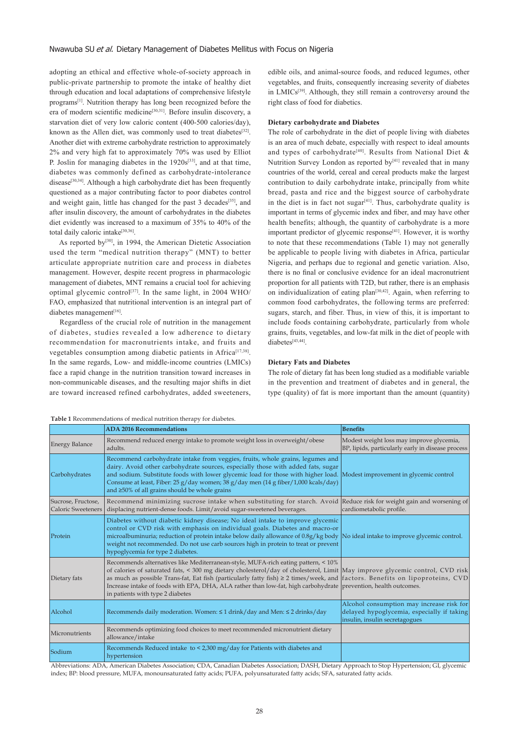adopting an ethical and effective whole-of-society approach in public-private partnership to promote the intake of healthy diet through education and local adaptations of comprehensive lifestyle programs[1]. Nutrition therapy has long been recognized before the era of modern scientific medicine[30,31]. Before insulin discovery, a starvation diet of very low caloric content (400-500 calories/day), known as the Allen diet, was commonly used to treat diabetes[32]. Another diet with extreme carbohydrate restriction to approximately 2% and very high fat to approximately 70% was used by Elliot P. Joslin for managing diabetes in the 1920s[33], and at that time, diabetes was commonly defined as carbohydrate-intolerance disease[30,34]. Although a high carbohydrate diet has been frequently questioned as a major contributing factor to poor diabetes control and weight gain, little has changed for the past 3 decades[35], and after insulin discovery, the amount of carbohydrates in the diabetes diet evidently was increased to a maximum of 35% to 40% of the total daily caloric intake[30,36].

As reported by[30], in 1994, the American Dietetic Association used the term "medical nutrition therapy" (MNT) to better articulate appropriate nutrition care and process in diabetes management. However, despite recent progress in pharmacologic management of diabetes, MNT remains a crucial tool for achieving optimal glycemic control[37]. In the same light, in 2004 WHO/FAO, emphasized that nutritional intervention is an integral part of diabetes management[16].

Regardless of the crucial role of nutrition in the management of diabetes, studies revealed a low adherence to dietary recommendation for macronutrients intake, and fruits and vegetables consumption among diabetic patients in Africa[17,38]. In the same regards, Low- and middle-income countries (LMICs) face a rapid change in the nutrition transition toward increases in non-communicable diseases, and the resulting major shifts in diet are toward increased refined carbohydrates, added sweeteners, edible oils, and animal-source foods, and reduced legumes, other vegetables, and fruits, consequently increasing severity of diabetes in LMICs[39]. Although, they still remain a controversy around the right class of food for diabetics.

### Dietary carbohydrate and Diabetes

The role of carbohydrate in the diet of people living with diabetes is an area of much debate, especially with respect to ideal amounts and types of carbohydrate[40]. Results from National Diet & Nutrition Survey London as reported by[41] revealed that in many countries of the world, cereal and cereal products make the largest contribution to daily carbohydrate intake, principally from white bread, pasta and rice and the biggest source of carbohydrate in the diet is in fact not sugar[41]. Thus, carbohydrate quality is important in terms of glycemic index and fiber, and may have other health benefits; although, the quantity of carbohydrate is a more important predictor of glycemic response[41]. However, it is worthy to note that these recommendations (Table 1) may not generally be applicable to people living with diabetes in Africa, particular Nigeria, and perhaps due to regional and genetic variation. Also, there is no final or conclusive evidence for an ideal macronutrient proportion for all patients with T2D, but rather, there is an emphasis on individualization of eating plan[30,42]. Again, when referring to common food carbohydrates, the following terms are preferred: sugars, starch, and fiber. Thus, in view of this, it is important to include foods containing carbohydrate, particularly from whole grains, fruits, vegetables, and low-fat milk in the diet of people with diabetes[43,44].

### Dietary Fats and Diabetes

The role of dietary fat has been long studied as a modifiable variable in the prevention and treatment of diabetes and in general, the type (quality) of fat is more important than the amount (quantity)

**Table 1** Recommendations of medical nutrition therapy for diabetes.

| | ADA 2016 Recommendations | Benefits |
|---|---|---|
| Energy Balance | Recommend reduced energy intake to promote weight loss in overweight/obese adults. | Modest weight loss may improve glycemia, BP, lipids, particularly early in disease process |
| Carbohydrates | Recommend carbohydrate intake from veggies, fruits, whole grains, legumes and dairy. Avoid other carbohydrate sources, especially those with added fats, sugar and sodium. Substitute foods with lower glycemic load for those with higher load. Consume at least, Fiber: 25 g/day women; 38 g/day men (14 g fiber/1,000 kcals/day) and ≥50% of all grains should be whole grains | Modest improvement in glycemic control |
| Sucrose, Fructose, Caloric Sweeteners | Recommend minimizing sucrose intake when substituting for starch. Avoid displacing nutrient-dense foods. Limit/avoid sugar-sweetened beverages. | Reduce risk for weight gain and worsening of cardiometabolic profile. |
| Protein | Diabetes without diabetic kidney disease; No ideal intake to improve glycemic control or CVD risk with emphasis on individual goals. Diabetes and macro-or microalbuminuria; reduction of protein intake below daily allowance of 0.8g/kg body weight not recommended. Do not use carb sources high in protein to treat or prevent hypoglycemia for type 2 diabetes. | No ideal intake to improve glycemic control. |
| Dietary fats | Recommends alternatives like Mediterranean-style, MUFA-rich eating pattern, < 10% of calories of saturated fats, < 300 mg dietary cholesterol/day of cholesterol, Limit as much as possible Trans-fat, Eat fish (particularly fatty fish) ≥ 2 times/week, and Increase intake of foods with EPA, DHA, ALA rather than low-fat, high carbohydrate in patients with type 2 diabetes | May improve glycemic control, CVD risk factors. Benefits on lipoproteins, CVD prevention, health outcomes. |
| Alcohol | Recommends daily moderation. Women: ≤ 1 drink/day and Men: ≤ 2 drinks/day | Alcohol consumption may increase risk for delayed hypoglycemia, especially if taking insulin, insulin secretagogues |
| Micronutrients | Recommends optimizing food choices to meet recommended micronutrient dietary allowance/intake | |
| Sodium | Recommends Reduced intake to < 2,300 mg/day for Patients with diabetes and hypertension | |

Abbreviations: ADA, American Diabetes Association; CDA, Canadian Diabetes Association; DASH, Dietary Approach to Stop Hypertension; GI, glycemic index; BP: blood pressure, MUFA, monounsaturated fatty acids; PUFA, polyunsaturated fatty acids; SFA, saturated fatty acids.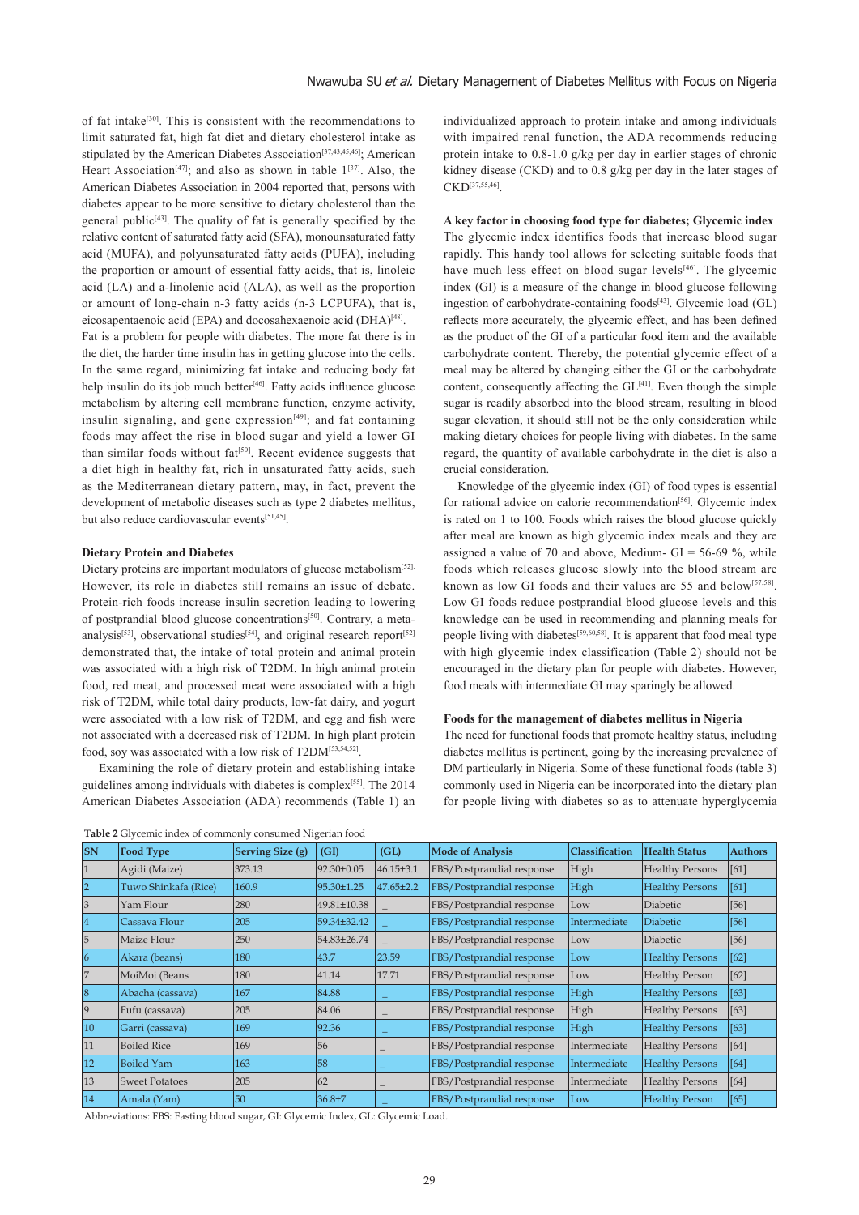of fat intake[30]. This is consistent with the recommendations to limit saturated fat, high fat diet and dietary cholesterol intake as stipulated by the American Diabetes Association[37,43,45,46]; American Heart Association[47]; and also as shown in table 1[37]. Also, the American Diabetes Association in 2004 reported that, persons with diabetes appear to be more sensitive to dietary cholesterol than the general public[43]. The quality of fat is generally specified by the relative content of saturated fatty acid (SFA), monounsaturated fatty acid (MUFA), and polyunsaturated fatty acids (PUFA), including the proportion or amount of essential fatty acids, that is, linoleic acid (LA) and a-linolenic acid (ALA), as well as the proportion or amount of long-chain n-3 fatty acids (n-3 LCPUFA), that is, eicosapentaenoic acid (EPA) and docosahexaenoic acid (DHA)[48].

Fat is a problem for people with diabetes. The more fat there is in the diet, the harder time insulin has in getting glucose into the cells. In the same regard, minimizing fat intake and reducing body fat help insulin do its job much better[46]. Fatty acids influence glucose metabolism by altering cell membrane function, enzyme activity, insulin signaling, and gene expression[49]; and fat containing foods may affect the rise in blood sugar and yield a lower GI than similar foods without fat[50]. Recent evidence suggests that a diet high in healthy fat, rich in unsaturated fatty acids, such as the Mediterranean dietary pattern, may, in fact, prevent the development of metabolic diseases such as type 2 diabetes mellitus, but also reduce cardiovascular events[51,45].

### Dietary Protein and Diabetes

Dietary proteins are important modulators of glucose metabolism[52]. However, its role in diabetes still remains an issue of debate. Protein-rich foods increase insulin secretion leading to lowering of postprandial blood glucose concentrations[50]. Contrary, a meta-analysis[53], observational studies[54], and original research report[52] demonstrated that, the intake of total protein and animal protein was associated with a high risk of T2DM. In high animal protein food, red meat, and processed meat were associated with a high risk of T2DM, while total dairy products, low-fat dairy, and yogurt were associated with a low risk of T2DM, and egg and fish were not associated with a decreased risk of T2DM. In high plant protein food, soy was associated with a low risk of T2DM[53,54,52].

Examining the role of dietary protein and establishing intake guidelines among individuals with diabetes is complex[55]. The 2014 American Diabetes Association (ADA) recommends (Table 1) an individualized approach to protein intake and among individuals with impaired renal function, the ADA recommends reducing protein intake to 0.8-1.0 g/kg per day in earlier stages of chronic kidney disease (CKD) and to 0.8 g/kg per day in the later stages of CKD[37,55,46].

### A key factor in choosing food type for diabetes; Glycemic index

The glycemic index identifies foods that increase blood sugar rapidly. This handy tool allows for selecting suitable foods that have much less effect on blood sugar levels[46]. The glycemic index (GI) is a measure of the change in blood glucose following ingestion of carbohydrate-containing foods[43]. Glycemic load (GL) reflects more accurately, the glycemic effect, and has been defined as the product of the GI of a particular food item and the available carbohydrate content. Thereby, the potential glycemic effect of a meal may be altered by changing either the GI or the carbohydrate content, consequently affecting the GL[41]. Even though the simple sugar is readily absorbed into the blood stream, resulting in blood sugar elevation, it should still not be the only consideration while making dietary choices for people living with diabetes. In the same regard, the quantity of available carbohydrate in the diet is also a crucial consideration.

Knowledge of the glycemic index (GI) of food types is essential for rational advice on calorie recommendation[56]. Glycemic index is rated on 1 to 100. Foods which raises the blood glucose quickly after meal are known as high glycemic index meals and they are assigned a value of 70 and above, Medium- GI = 56-69 %, while foods which releases glucose slowly into the blood stream are known as low GI foods and their values are 55 and below[57,58]. Low GI foods reduce postprandial blood glucose levels and this knowledge can be used in recommending and planning meals for people living with diabetes[59,60,58]. It is apparent that food meal type with high glycemic index classification (Table 2) should not be encouraged in the dietary plan for people with diabetes. However, food meals with intermediate GI may sparingly be allowed.

### Foods for the management of diabetes mellitus in Nigeria

The need for functional foods that promote healthy status, including diabetes mellitus is pertinent, going by the increasing prevalence of DM particularly in Nigeria. Some of these functional foods (table 3) commonly used in Nigeria can be incorporated into the dietary plan for people living with diabetes so as to attenuate hyperglycemia

**Table 2** Glycemic index of commonly consumed Nigerian food

| SN | Food Type | Serving Size (g) | (GI) | (GL) | Mode of Analysis | Classification | Health Status | Authors |
|---|---|---|---|---|---|---|---|---|
| 1 | Agidi (Maize) | 373.13 | 92.30±0.05 | 46.15±3.1 | FBS/Postprandial response | High | Healthy Persons | [61] |
| 2 | Tuwo Shinkafa (Rice) | 160.9 | 95.30±1.25 | 47.65±2.2 | FBS/Postprandial response | High | Healthy Persons | [61] |
| 3 | Yam Flour | 280 | 49.81±10.38 | _ | FBS/Postprandial response | Low | Diabetic | [56] |
| 4 | Cassava Flour | 205 | 59.34±32.42 | _ | FBS/Postprandial response | Intermediate | Diabetic | [56] |
| 5 | Maize Flour | 250 | 54.83±26.74 | _ | FBS/Postprandial response | Low | Diabetic | [56] |
| 6 | Akara (beans) | 180 | 43.7 | 23.59 | FBS/Postprandial response | Low | Healthy Persons | [62] |
| 7 | MoiMoi (Beans | 180 | 41.14 | 17.71 | FBS/Postprandial response | Low | Healthy Person | [62] |
| 8 | Abacha (cassava) | 167 | 84.88 | _ | FBS/Postprandial response | High | Healthy Persons | [63] |
| 9 | Fufu (cassava) | 205 | 84.06 | _ | FBS/Postprandial response | High | Healthy Persons | [63] |
| 10 | Garri (cassava) | 169 | 92.36 | _ | FBS/Postprandial response | High | Healthy Persons | [63] |
| 11 | Boiled Rice | 169 | 56 | _ | FBS/Postprandial response | Intermediate | Healthy Persons | [64] |
| 12 | Boiled Yam | 163 | 58 | _ | FBS/Postprandial response | Intermediate | Healthy Persons | [64] |
| 13 | Sweet Potatoes | 205 | 62 | _ | FBS/Postprandial response | Intermediate | Healthy Persons | [64] |
| 14 | Amala (Yam) | 50 | 36.8±7 | _ | FBS/Postprandial response | Low | Healthy Person | [65] |

Abbreviations: FBS: Fasting blood sugar, GI: Glycemic Index, GL: Glycemic Load.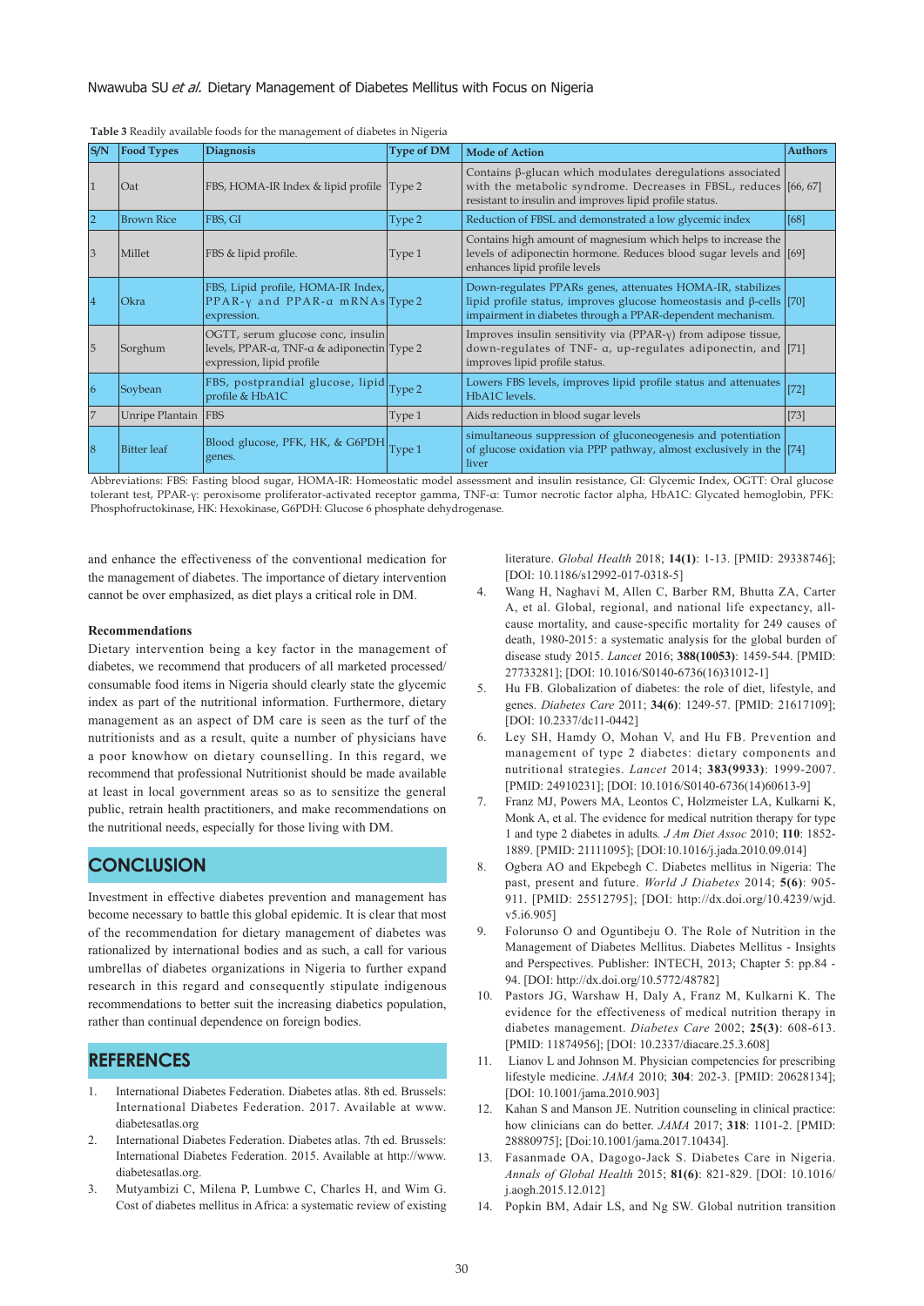**Table 3** Readily available foods for the management of diabetes in Nigeria

| S/N | Food Types | Diagnosis | Type of DM | Mode of Action | Authors |
|---|---|---|---|---|---|
| 1 | Oat | FBS, HOMA-IR Index & lipid profile | Type 2 | Contains β-glucan which modulates deregulations associated with the metabolic syndrome. Decreases in FBSL, reduces resistant to insulin and improves lipid profile status. | [66, 67] |
| 2 | Brown Rice | FBS, GI | Type 2 | Reduction of FBSL and demonstrated a low glycemic index | [68] |
| 3 | Millet | FBS & lipid profile. | Type 1 | Contains high amount of magnesium which helps to increase the levels of adiponectin hormone. Reduces blood sugar levels and enhances lipid profile levels | [69] |
| 4 | Okra | FBS, Lipid profile, HOMA-IR Index, PPAR-γ and PPAR-α mRNAs expression. | Type 2 | Down-regulates PPARs genes, attenuates HOMA-IR, stabilizes lipid profile status, improves glucose homeostasis and β-cells impairment in diabetes through a PPAR-dependent mechanism. | [70] |
| 5 | Sorghum | OGTT, serum glucose conc, insulin levels, PPAR-α, TNF-α & adiponectin expression, lipid profile | Type 2 | Improves insulin sensitivity via (PPAR-γ) from adipose tissue, down-regulates of TNF- α, up-regulates adiponectin, and improves lipid profile status. | [71] |
| 6 | Soybean | FBS, postprandial glucose, lipid profile & HbA1C | Type 2 | Lowers FBS levels, improves lipid profile status and attenuates HbA1C levels. | [72] |
| 7 | Unripe Plantain | FBS | Type 1 | Aids reduction in blood sugar levels | [73] |
| 8 | Bitter leaf | Blood glucose, PFK, HK, & G6PDH genes. | Type 1 | simultaneous suppression of gluconeogenesis and potentiation of glucose oxidation via PPP pathway, almost exclusively in the liver | [74] |

Abbreviations: FBS: Fasting blood sugar, HOMA-IR: Homeostatic model assessment and insulin resistance, GI: Glycemic Index, OGTT: Oral glucose tolerant test, PPAR-γ: peroxisome proliferator-activated receptor gamma, TNF-α: Tumor necrotic factor alpha, HbA1C: Glycated hemoglobin, PFK: Phosphofructokinase, HK: Hexokinase, G6PDH: Glucose 6 phosphate dehydrogenase.

and enhance the effectiveness of the conventional medication for the management of diabetes. The importance of dietary intervention cannot be over emphasized, as diet plays a critical role in DM.

**Recommendations**

Dietary intervention being a key factor in the management of diabetes, we recommend that producers of all marketed processed/consumable food items in Nigeria should clearly state the glycemic index as part of the nutritional information. Furthermore, dietary management as an aspect of DM care is seen as the turf of the nutritionists and as a result, quite a number of physicians have a poor knowhow on dietary counselling. In this regard, we recommend that professional Nutritionist should be made available at least in local government areas so as to sensitize the general public, retrain health practitioners, and make recommendations on the nutritional needs, especially for those living with DM.

## CONCLUSION

Investment in effective diabetes prevention and management has become necessary to battle this global epidemic. It is clear that most of the recommendation for dietary management of diabetes was rationalized by international bodies and as such, a call for various umbrellas of diabetes organizations in Nigeria to further expand research in this regard and consequently stipulate indigenous recommendations to better suit the increasing diabetics population, rather than continual dependence on foreign bodies.

## REFERENCES

1. International Diabetes Federation. Diabetes atlas. 8th ed. Brussels: International Diabetes Federation. 2017. Available at www.diabetesatlas.org
2. International Diabetes Federation. Diabetes atlas. 7th ed. Brussels: International Diabetes Federation. 2015. Available at http://www.diabetesatlas.org.
3. Mutyambizi C, Milena P, Lumbwe C, Charles H, and Wim G. Cost of diabetes mellitus in Africa: a systematic review of existing literature. *Global Health* 2018; **14(1)**: 1-13. [PMID: 29338746]; [DOI: 10.1186/s12992-017-0318-5]
4. Wang H, Naghavi M, Allen C, Barber RM, Bhutta ZA, Carter A, et al. Global, regional, and national life expectancy, all-cause mortality, and cause-specific mortality for 249 causes of death, 1980-2015: a systematic analysis for the global burden of disease study 2015. *Lancet* 2016; **388(10053)**: 1459-544. [PMID: 27733281]; [DOI: 10.1016/S0140-6736(16)31012-1]
5. Hu FB. Globalization of diabetes: the role of diet, lifestyle, and genes. *Diabetes Care* 2011; **34(6)**: 1249-57. [PMID: 21617109]; [DOI: 10.2337/dc11-0442]
6. Ley SH, Hamdy O, Mohan V, and Hu FB. Prevention and management of type 2 diabetes: dietary components and nutritional strategies. *Lancet* 2014; **383(9933)**: 1999-2007. [PMID: 24910231]; [DOI: 10.1016/S0140-6736(14)60613-9]
7. Franz MJ, Powers MA, Leontos C, Holzmeister LA, Kulkarni K, Monk A, et al. The evidence for medical nutrition therapy for type 1 and type 2 diabetes in adults. *J Am Diet Assoc* 2010; **110**: 1852-1889. [PMID: 21111095]; [DOI:10.1016/j.jada.2010.09.014]
8. Ogbera AO and Ekpebegh C. Diabetes mellitus in Nigeria: The past, present and future. *World J Diabetes* 2014; **5(6)**: 905-911. [PMID: 25512795]; [DOI: http://dx.doi.org/10.4239/wjd.v5.i6.905]
9. Folorunso O and Oguntibeju O. The Role of Nutrition in the Management of Diabetes Mellitus. Diabetes Mellitus - Insights and Perspectives. Publisher: INTECH, 2013; Chapter 5: pp.84 - 94. [DOI: http://dx.doi.org/10.5772/48782]
10. Pastors JG, Warshaw H, Daly A, Franz M, Kulkarni K. The evidence for the effectiveness of medical nutrition therapy in diabetes management. *Diabetes Care* 2002; **25(3)**: 608-613. [PMID: 11874956]; [DOI: 10.2337/diacare.25.3.608]
11. Lianov L and Johnson M. Physician competencies for prescribing lifestyle medicine. *JAMA* 2010; **304**: 202-3. [PMID: 20628134]; [DOI: 10.1001/jama.2010.903]
12. Kahan S and Manson JE. Nutrition counseling in clinical practice: how clinicians can do better. *JAMA* 2017; **318**: 1101-2. [PMID: 28880975]; [Doi:10.1001/jama.2017.10434].
13. Fasanmade OA, Dagogo-Jack S. Diabetes Care in Nigeria. *Annals of Global Health* 2015; **81(6)**: 821-829. [DOI: 10.1016/j.aogh.2015.12.012]
14. Popkin BM, Adair LS, and Ng SW. Global nutrition transition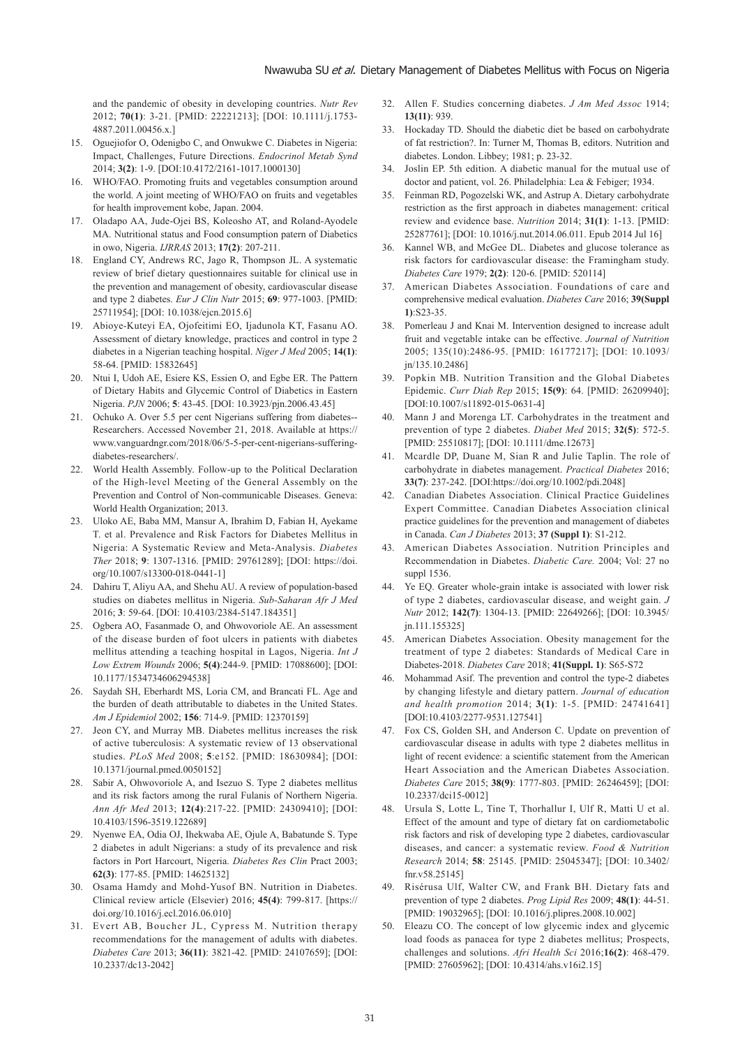and the pandemic of obesity in developing countries. *Nutr Rev* 2012; **70(1)**: 3-21. [PMID: 22221213]; [DOI: 10.1111/j.1753-4887.2011.00456.x.]

15. Oguejiofor O, Odenigbo C, and Onwukwe C. Diabetes in Nigeria: Impact, Challenges, Future Directions. *Endocrinol Metab Synd* 2014; **3(2)**: 1-9. [DOI:10.4172/2161-1017.1000130]
16. WHO/FAO. Promoting fruits and vegetables consumption around the world. A joint meeting of WHO/FAO on fruits and vegetables for health improvement kobe, Japan. 2004.
17. Oladapo AA, Jude-Ojei BS, Koleosho AT, and Roland-Ayodele MA. Nutritional status and Food consumption patern of Diabetics in owo, Nigeria. *IJRRAS* 2013; **17(2)**: 207-211.
18. England CY, Andrews RC, Jago R, Thompson JL. A systematic review of brief dietary questionnaires suitable for clinical use in the prevention and management of obesity, cardiovascular disease and type 2 diabetes. *Eur J Clin Nutr* 2015; **69**: 977-1003. [PMID: 25711954]; [DOI: 10.1038/ejcn.2015.6]
19. Abioye-Kuteyi EA, Ojofeitimi EO, Ijadunola KT, Fasanu AO. Assessment of dietary knowledge, practices and control in type 2 diabetes in a Nigerian teaching hospital. *Niger J Med* 2005; **14(1)**: 58-64. [PMID: 15832645]
20. Ntui I, Udoh AE, Esiere KS, Essien O, and Egbe ER. The Pattern of Dietary Habits and Glycemic Control of Diabetics in Eastern Nigeria. *PJN* 2006; **5**: 43-45. [DOI: 10.3923/pjn.2006.43.45]
21. Ochuko A. Over 5.5 per cent Nigerians suffering from diabetes--Researchers. Accessed November 21, 2018. Available at https://www.vanguardngr.com/2018/06/5-5-per-cent-nigerians-suffering-diabetes-researchers/.
22. World Health Assembly. Follow-up to the Political Declaration of the High-level Meeting of the General Assembly on the Prevention and Control of Non-communicable Diseases. Geneva: World Health Organization; 2013.
23. Uloko AE, Baba MM, Mansur A, Ibrahim D, Fabian H, Ayekame T. et al. Prevalence and Risk Factors for Diabetes Mellitus in Nigeria: A Systematic Review and Meta-Analysis. *Diabetes Ther* 2018; **9**: 1307-1316. [PMID: 29761289]; [DOI: https://doi.org/10.1007/s13300-018-0441-1]
24. Dahiru T, Aliyu AA, and Shehu AU. A review of population-based studies on diabetes mellitus in Nigeria. *Sub-Saharan Afr J Med* 2016; **3**: 59-64. [DOI: 10.4103/2384-5147.184351]
25. Ogbera AO, Fasanmade O, and Ohwovoriole AE. An assessment of the disease burden of foot ulcers in patients with diabetes mellitus attending a teaching hospital in Lagos, Nigeria. *Int J Low Extrem Wounds* 2006; **5(4)**:244-9. [PMID: 17088600]; [DOI: 10.1177/1534734606294538]
26. Saydah SH, Eberhardt MS, Loria CM, and Brancati FL. Age and the burden of death attributable to diabetes in the United States. *Am J Epidemiol* 2002; **156**: 714-9. [PMID: 12370159]
27. Jeon CY, and Murray MB. Diabetes mellitus increases the risk of active tuberculosis: A systematic review of 13 observational studies. *PLoS Med* 2008; **5**:e152. [PMID: 18630984]; [DOI: 10.1371/journal.pmed.0050152]
28. Sabir A, Ohwovoriole A, and Isezuo S. Type 2 diabetes mellitus and its risk factors among the rural Fulanis of Northern Nigeria. *Ann Afr Med* 2013; **12(4)**:217-22. [PMID: 24309410]; [DOI: 10.4103/1596-3519.122689]
29. Nyenwe EA, Odia OJ, Ihekwaba AE, Ojule A, Babatunde S. Type 2 diabetes in adult Nigerians: a study of its prevalence and risk factors in Port Harcourt, Nigeria. *Diabetes Res Clin* Pract 2003; **62(3)**: 177-85. [PMID: 14625132]
30. Osama Hamdy and Mohd-Yusof BN. Nutrition in Diabetes. Clinical review article (Elsevier) 2016; **45(4)**: 799-817. [https://doi.org/10.1016/j.ecl.2016.06.010]
31. Evert AB, Boucher JL, Cypress M. Nutrition therapy recommendations for the management of adults with diabetes. *Diabetes Care* 2013; **36(11)**: 3821-42. [PMID: 24107659]; [DOI: 10.2337/dc13-2042]
32. Allen F. Studies concerning diabetes. *J Am Med Assoc* 1914; **13(11)**: 939.
33. Hockaday TD. Should the diabetic diet be based on carbohydrate of fat restriction?. In: Turner M, Thomas B, editors. Nutrition and diabetes. London. Libbey; 1981; p. 23-32.
34. Joslin EP. 5th edition. A diabetic manual for the mutual use of doctor and patient, vol. 26. Philadelphia: Lea & Febiger; 1934.
35. Feinman RD, Pogozelski WK, and Astrup A. Dietary carbohydrate restriction as the first approach in diabetes management: critical review and evidence base. *Nutrition* 2014; **31(1)**: 1-13. [PMID: 25287761]; [DOI: 10.1016/j.nut.2014.06.011. Epub 2014 Jul 16]
36. Kannel WB, and McGee DL. Diabetes and glucose tolerance as risk factors for cardiovascular disease: the Framingham study. *Diabetes Care* 1979; **2(2)**: 120-6. [PMID: 520114]
37. American Diabetes Association. Foundations of care and comprehensive medical evaluation. *Diabetes Care* 2016; **39(Suppl 1)**:S23-35.
38. Pomerleau J and Knai M. Intervention designed to increase adult fruit and vegetable intake can be effective. *Journal of Nutrition* 2005; 135(10):2486-95. [PMID: 16177217]; [DOI: 10.1093/jn/135.10.2486]
39. Popkin MB. Nutrition Transition and the Global Diabetes Epidemic. *Curr Diab Rep* 2015; **15(9)**: 64. [PMID: 26209940]; [DOI:10.1007/s11892-015-0631-4]
40. Mann J and Morenga LT. Carbohydrates in the treatment and prevention of type 2 diabetes. *Diabet Med* 2015; **32(5)**: 572-5. [PMID: 25510817]; [DOI: 10.1111/dme.12673]
41. Mcardle DP, Duane M, Sian R and Julie Taplin. The role of carbohydrate in diabetes management. *Practical Diabetes* 2016; **33(7)**: 237-242. [DOI:https://doi.org/10.1002/pdi.2048]
42. Canadian Diabetes Association. Clinical Practice Guidelines Expert Committee. Canadian Diabetes Association clinical practice guidelines for the prevention and management of diabetes in Canada. *Can J Diabetes* 2013; **37 (Suppl 1)**: S1-212.
43. American Diabetes Association. Nutrition Principles and Recommendation in Diabetes. *Diabetic Care.* 2004; Vol: 27 no suppl 1536.
44. Ye EQ. Greater whole-grain intake is associated with lower risk of type 2 diabetes, cardiovascular disease, and weight gain. *J Nutr* 2012; **142(7)**: 1304-13. [PMID: 22649266]; [DOI: 10.3945/jn.111.155325]
45. American Diabetes Association. Obesity management for the treatment of type 2 diabetes: Standards of Medical Care in Diabetes-2018. *Diabetes Care* 2018; **41(Suppl. 1)**: S65-S72
46. Mohammad Asif. The prevention and control the type-2 diabetes by changing lifestyle and dietary pattern. *Journal of education and health promotion* 2014; **3(1)**: 1-5. [PMID: 24741641] [DOI:10.4103/2277-9531.127541]
47. Fox CS, Golden SH, and Anderson C. Update on prevention of cardiovascular disease in adults with type 2 diabetes mellitus in light of recent evidence: a scientific statement from the American Heart Association and the American Diabetes Association. *Diabetes Care* 2015; **38(9)**: 1777-803. [PMID: 26246459]; [DOI: 10.2337/dci15-0012]
48. Ursula S, Lotte L, Tine T, Thorhallur I, Ulf R, Matti U et al. Effect of the amount and type of dietary fat on cardiometabolic risk factors and risk of developing type 2 diabetes, cardiovascular diseases, and cancer: a systematic review. *Food & Nutrition Research* 2014; **58**: 25145. [PMID: 25045347]; [DOI: 10.3402/fnr.v58.25145]
49. Risérusa Ulf, Walter CW, and Frank BH. Dietary fats and prevention of type 2 diabetes. *Prog Lipid Res* 2009; **48(1)**: 44-51. [PMID: 19032965]; [DOI: 10.1016/j.plipres.2008.10.002]
50. Eleazu CO. The concept of low glycemic index and glycemic load foods as panacea for type 2 diabetes mellitus; Prospects, challenges and solutions. *Afri Health Sci* 2016;**16(2)**: 468-479. [PMID: 27605962]; [DOI: 10.4314/ahs.v16i2.15]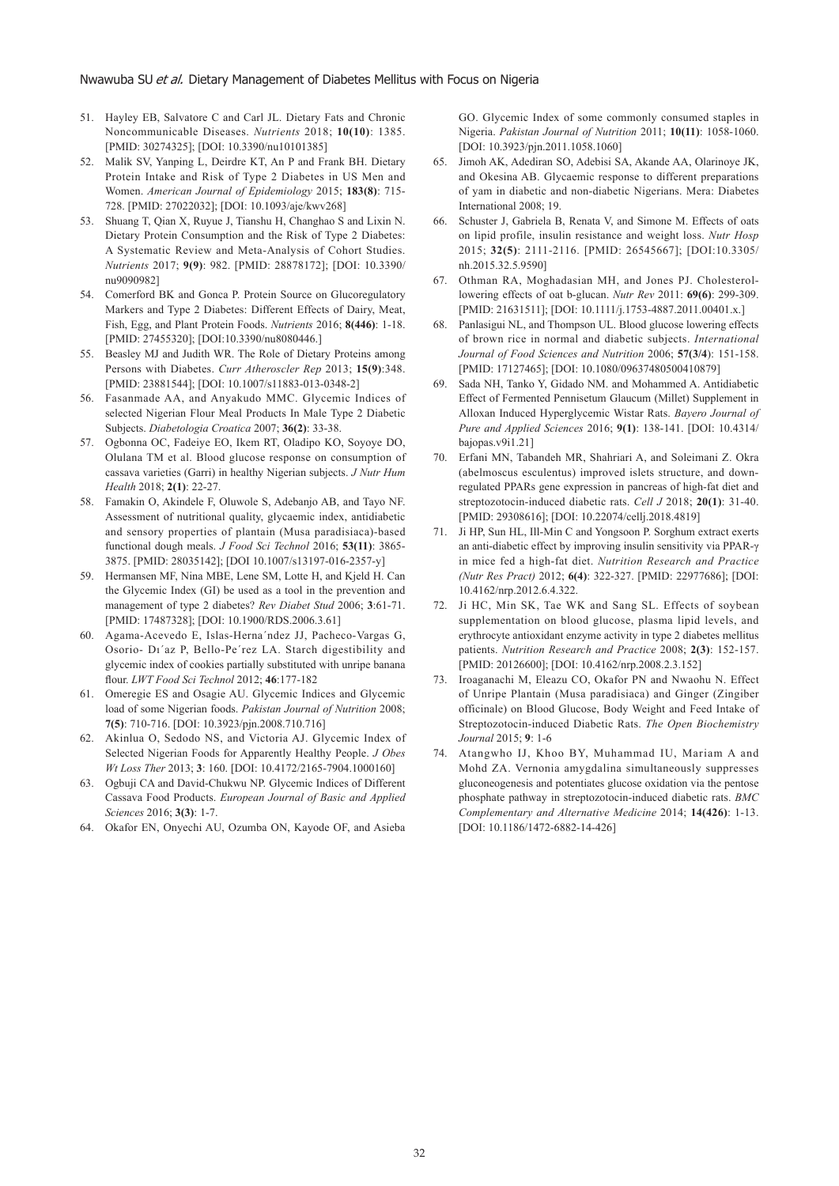51. Hayley EB, Salvatore C and Carl JL. Dietary Fats and Chronic Noncommunicable Diseases. *Nutrients* 2018; **10(10)**: 1385. [PMID: 30274325]; [DOI: 10.3390/nu10101385]
52. Malik SV, Yanping L, Deirdre KT, An P and Frank BH. Dietary Protein Intake and Risk of Type 2 Diabetes in US Men and Women. *American Journal of Epidemiology* 2015; **183(8)**: 715-728. [PMID: 27022032]; [DOI: 10.1093/aje/kwv268]
53. Shuang T, Qian X, Ruyue J, Tianshu H, Changhao S and Lixin N. Dietary Protein Consumption and the Risk of Type 2 Diabetes: A Systematic Review and Meta-Analysis of Cohort Studies. *Nutrients* 2017; **9(9)**: 982. [PMID: 28878172]; [DOI: 10.3390/nu9090982]
54. Comerford BK and Gonca P. Protein Source on Glucoregulatory Markers and Type 2 Diabetes: Different Effects of Dairy, Meat, Fish, Egg, and Plant Protein Foods. *Nutrients* 2016; **8(446)**: 1-18. [PMID: 27455320]; [DOI:10.3390/nu8080446.]
55. Beasley MJ and Judith WR. The Role of Dietary Proteins among Persons with Diabetes. *Curr Atheroscler Rep* 2013; **15(9)**:348. [PMID: 23881544]; [DOI: 10.1007/s11883-013-0348-2]
56. Fasanmade AA, and Anyakudo MMC. Glycemic Indices of selected Nigerian Flour Meal Products In Male Type 2 Diabetic Subjects. *Diabetologia Croatica* 2007; **36(2)**: 33-38.
57. Ogbonna OC, Fadeiye EO, Ikem RT, Oladipo KO, Soyoye DO, Olulana TM et al. Blood glucose response on consumption of cassava varieties (Garri) in healthy Nigerian subjects. *J Nutr Hum Health* 2018; **2(1)**: 22-27.
58. Famakin O, Akindele F, Oluwole S, Adebanjo AB, and Tayo NF. Assessment of nutritional quality, glycaemic index, antidiabetic and sensory properties of plantain (Musa paradisiaca)-based functional dough meals. *J Food Sci Technol* 2016; **53(11)**: 3865-3875. [PMID: 28035142]; [DOI 10.1007/s13197-016-2357-y]
59. Hermansen MF, Nina MBE, Lene SM, Lotte H, and Kjeld H. Can the Glycemic Index (GI) be used as a tool in the prevention and management of type 2 diabetes? *Rev Diabet Stud* 2006; **3**:61-71. [PMID: 17487328]; [DOI: 10.1900/RDS.2006.3.61]
60. Agama-Acevedo E, Islas-Herna´ndez JJ, Pacheco-Vargas G, Osorio- Dı´az P, Bello-Pe´rez LA. Starch digestibility and glycemic index of cookies partially substituted with unripe banana flour. *LWT Food Sci Technol* 2012; **46**:177-182
61. Omeregie ES and Osagie AU. Glycemic Indices and Glycemic load of some Nigerian foods. *Pakistan Journal of Nutrition* 2008; **7(5)**: 710-716. [DOI: 10.3923/pjn.2008.710.716]
62. Akinlua O, Sedodo NS, and Victoria AJ. Glycemic Index of Selected Nigerian Foods for Apparently Healthy People. *J Obes Wt Loss Ther* 2013; **3**: 160. [DOI: 10.4172/2165-7904.1000160]
63. Ogbuji CA and David-Chukwu NP. Glycemic Indices of Different Cassava Food Products. *European Journal of Basic and Applied Sciences* 2016; **3(3)**: 1-7.
64. Okafor EN, Onyechi AU, Ozumba ON, Kayode OF, and Asieba GO. Glycemic Index of some commonly consumed staples in Nigeria. *Pakistan Journal of Nutrition* 2011; **10(11)**: 1058-1060. [DOI: 10.3923/pjn.2011.1058.1060]
65. Jimoh AK, Adediran SO, Adebisi SA, Akande AA, Olarinoye JK, and Okesina AB. Glycaemic response to different preparations of yam in diabetic and non-diabetic Nigerians. Mera: Diabetes International 2008; 19.
66. Schuster J, Gabriela B, Renata V, and Simone M. Effects of oats on lipid profile, insulin resistance and weight loss. *Nutr Hosp* 2015; **32(5)**: 2111-2116. [PMID: 26545667]; [DOI:10.3305/nh.2015.32.5.9590]
67. Othman RA, Moghadasian MH, and Jones PJ. Cholesterol-lowering effects of oat b-glucan. *Nutr Rev* 2011: **69(6)**: 299-309. [PMID: 21631511]; [DOI: 10.1111/j.1753-4887.2011.00401.x.]
68. Panlasigui NL, and Thompson UL. Blood glucose lowering effects of brown rice in normal and diabetic subjects. *International Journal of Food Sciences and Nutrition* 2006; **57(3/4)**: 151-158. [PMID: 17127465]; [DOI: 10.1080/09637480500410879]
69. Sada NH, Tanko Y, Gidado NM. and Mohammed A. Antidiabetic Effect of Fermented Pennisetum Glaucum (Millet) Supplement in Alloxan Induced Hyperglycemic Wistar Rats. *Bayero Journal of Pure and Applied Sciences* 2016; **9(1)**: 138-141. [DOI: 10.4314/bajopas.v9i1.21]
70. Erfani MN, Tabandeh MR, Shahriari A, and Soleimani Z. Okra (abelmoscus esculentus) improved islets structure, and down-regulated PPARs gene expression in pancreas of high-fat diet and streptozotocin-induced diabetic rats. *Cell J* 2018; **20(1)**: 31-40. [PMID: 29308616]; [DOI: 10.22074/cellj.2018.4819]
71. Ji HP, Sun HL, Ill-Min C and Yongsoon P. Sorghum extract exerts an anti-diabetic effect by improving insulin sensitivity via PPAR-γ in mice fed a high-fat diet. *Nutrition Research and Practice (Nutr Res Pract)* 2012; **6(4)**: 322-327. [PMID: 22977686]; [DOI: 10.4162/nrp.2012.6.4.322.
72. Ji HC, Min SK, Tae WK and Sang SL. Effects of soybean supplementation on blood glucose, plasma lipid levels, and erythrocyte antioxidant enzyme activity in type 2 diabetes mellitus patients. *Nutrition Research and Practice* 2008; **2(3)**: 152-157. [PMID: 20126600]; [DOI: 10.4162/nrp.2008.2.3.152]
73. Iroaganachi M, Eleazu CO, Okafor PN and Nwaohu N. Effect of Unripe Plantain (Musa paradisiaca) and Ginger (Zingiber officinale) on Blood Glucose, Body Weight and Feed Intake of Streptozotocin-induced Diabetic Rats. *The Open Biochemistry Journal* 2015; **9**: 1-6
74. Atangwho IJ, Khoo BY, Muhammad IU, Mariam A and Mohd ZA. Vernonia amygdalina simultaneously suppresses gluconeogenesis and potentiates glucose oxidation via the pentose phosphate pathway in streptozotocin-induced diabetic rats. *BMC Complementary and Alternative Medicine* 2014; **14(426)**: 1-13. [DOI: 10.1186/1472-6882-14-426]